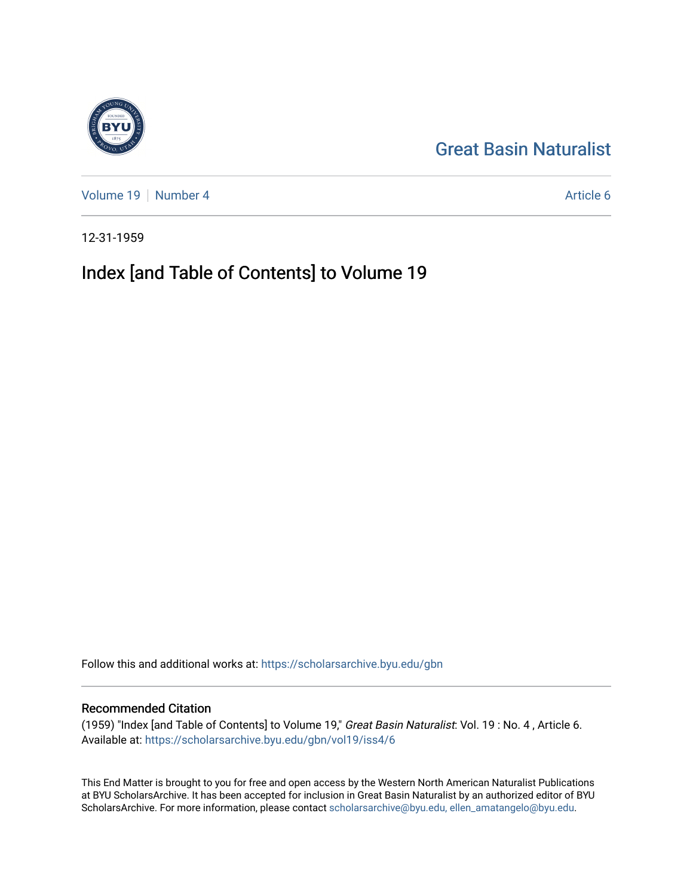Great Basin Naturalist

Volume 19 | Number 4 | Article 6

12-31-1959

# Index [and Table of Contents] to Volume 19

Follow this and additional works at: https://scholarsarchive.byu.edu/gbn

## Recommended Citation

(1959) "Index [and Table of Contents] to Volume 19," *Great Basin Naturalist*: Vol. 19 : No. 4 , Article 6.
Available at: https://scholarsarchive.byu.edu/gbn/vol19/iss4/6

This End Matter is brought to you for free and open access by the Western North American Naturalist Publications at BYU ScholarsArchive. It has been accepted for inclusion in Great Basin Naturalist by an authorized editor of BYU ScholarsArchive. For more information, please contact scholarsarchive@byu.edu, ellen_amatangelo@byu.edu.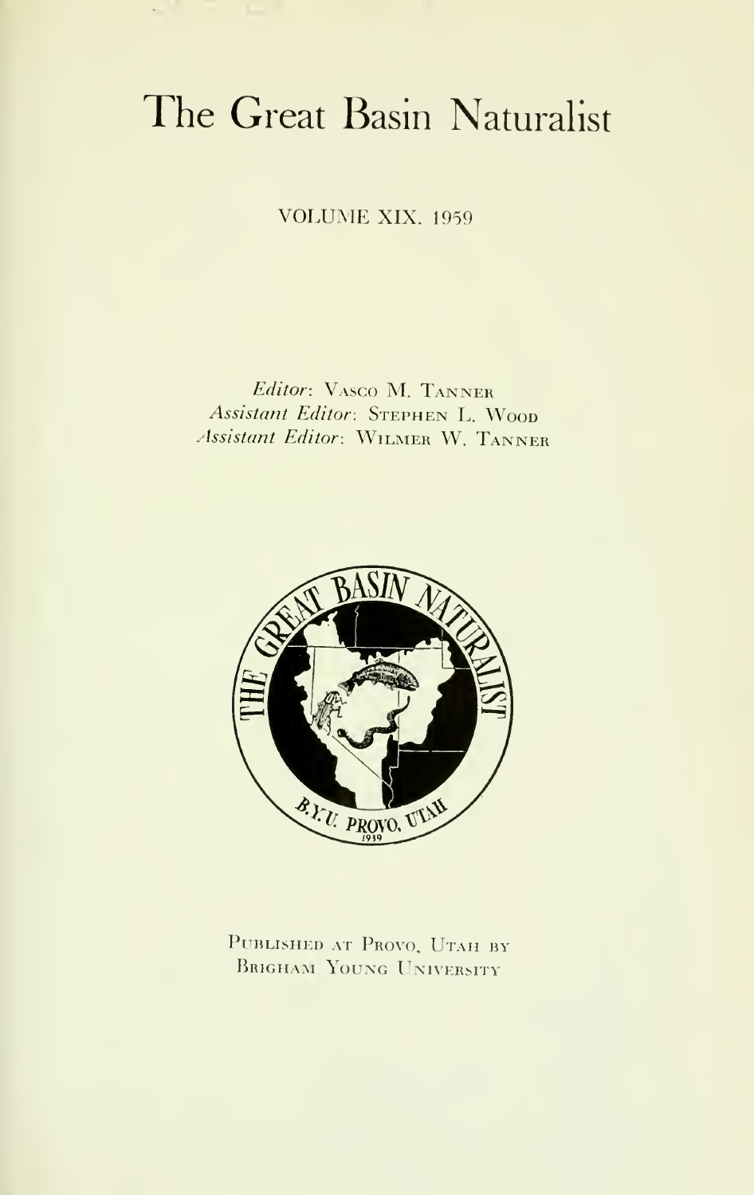# The Great Basin Naturalist

VOLUME XIX, 1959

*Editor*: Vasco M. Tanner
*Assistant Editor*: Stephen L. Wood
*Assistant Editor*: Wilmer W. Tanner

Published at Provo, Utah by
Brigham Young University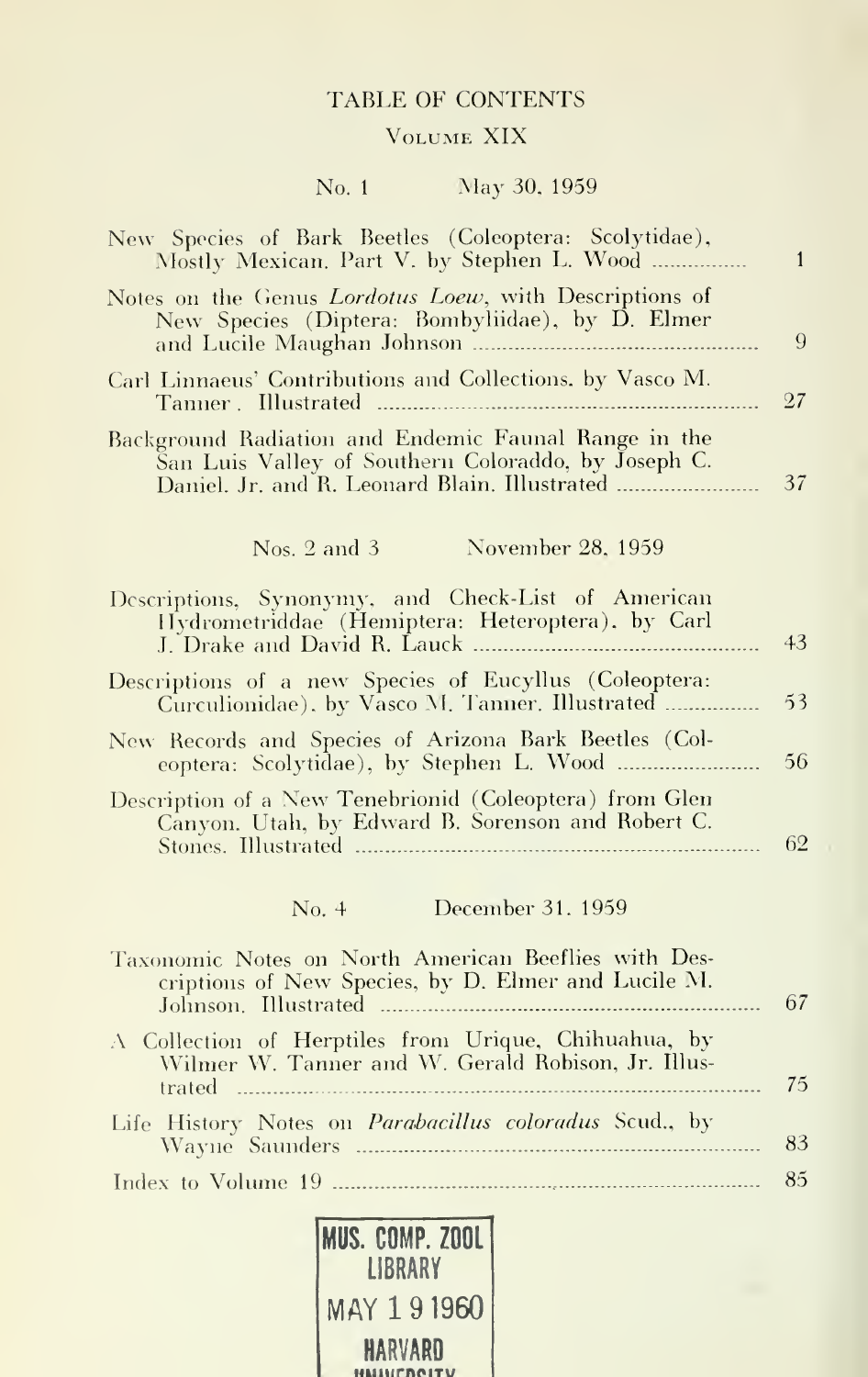# TABLE OF CONTENTS

## VOLUME XIX

### No. 1 May 30, 1959

| | |
|---|---|
| New Species of Bark Beetles (Coleoptera: Scolytidae), Mostly Mexican. Part V. by Stephen L. Wood | 1 |
| Notes on the Genus *Lordotus Loew*, with Descriptions of New Species (Diptera: Bombyliidae), by D. Elmer and Lucile Maughan Johnson | 9 |
| Carl Linnaeus' Contributions and Collections. by Vasco M. Tanner . Illustrated | 27 |
| Background Radiation and Endemic Faunal Range in the San Luis Valley of Southern Coloraddo, by Joseph C. Daniel. Jr. and R. Leonard Blain. Illustrated | 37 |

### Nos. 2 and 3 November 28, 1959

| | |
|---|---|
| Descriptions, Synonymy, and Check-List of American Hydrometriddae (Hemiptera: Heteroptera), by Carl J. Drake and David R. Lauck | 43 |
| Descriptions of a new Species of Eucyllus (Coleoptera: Curculionidae), by Vasco M. Tanner. Illustrated | 53 |
| New Records and Species of Arizona Bark Beetles (Coleoptera: Scolytidae), by Stephen L. Wood | 56 |
| Description of a New Tenebrionid (Coleoptera) from Glen Canyon. Utah, by Edward B. Sorenson and Robert C. Stones. Illustrated | 62 |

### No. 4 December 31. 1959

| | |
|---|---|
| Taxonomic Notes on North American Beeflies with Descriptions of New Species, by D. Elmer and Lucile M. Johnson. Illustrated | 67 |
| A Collection of Herptiles from Urique, Chihuahua, by Wilmer W. Tanner and W. Gerald Robison, Jr. Illustrated | 75 |
| Life History Notes on *Parabacillus coloradus* Scud., by Wayne Saunders | 83 |
| Index to Volume 19 | 85 |

MUS. COMP. ZOOL
LIBRARY
MAY 1 9 1960
HARVARD
UNIVERSITY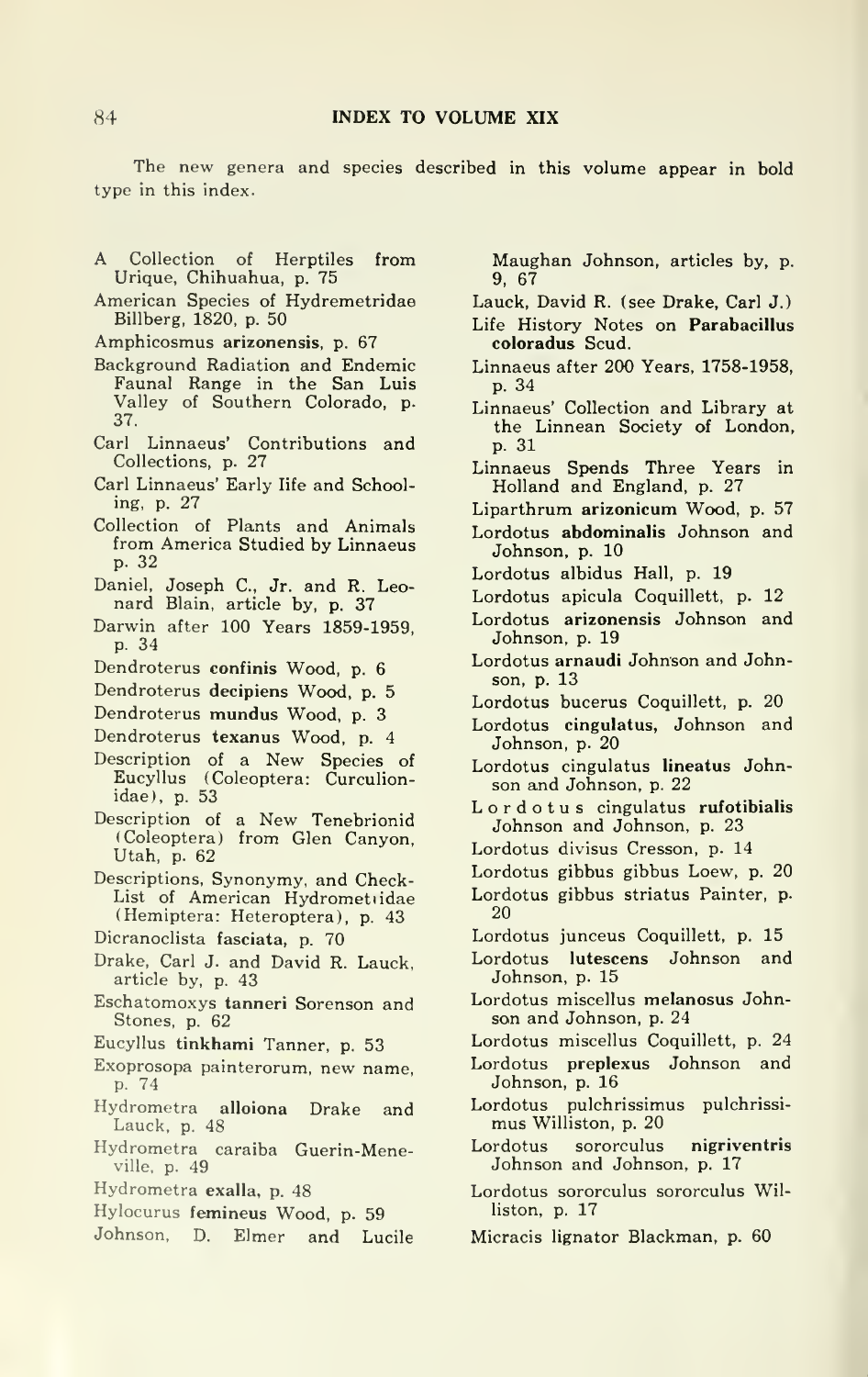## INDEX TO VOLUME XIX

The new genera and species described in this volume appear in bold type in this index.

A Collection of Herptiles from Urique, Chihuahua, p. 75

American Species of Hydremetridae Billberg, 1820, p. 50

Amphicosmus **arizonensis**, p. 67

Background Radiation and Endemic Faunal Range in the San Luis Valley of Southern Colorado, p. 37.

Carl Linnaeus' Contributions and Collections, p. 27

Carl Linnaeus' Early Iife and Schooling, p. 27

Collection of Plants and Animals from America Studied by Linnaeus p. 32

Daniel, Joseph C., Jr. and R. Leonard Blain, article by, p. 37

Darwin after 100 Years 1859-1959, p. 34

Dendroterus **confinis** Wood, p. 6

Dendroterus **decipiens** Wood, p. 5

Dendroterus **mundus** Wood, p. 3

Dendroterus **texanus** Wood, p. 4

Description of a New Species of Eucyllus (Coleoptera: Curculionidae), p. 53

Description of a New Tenebrionid (Coleoptera) from Glen Canyon, Utah, p. 62

Descriptions, Synonymy, and Check-List of American Hydrometiidae (Hemiptera: Heteroptera), p. 43

Dicranoclista **fasciata**, p. 70

Drake, Carl J. and David R. Lauck, article by, p. 43

Eschatomoxys **tanneri** Sorenson and Stones, p. 62

Eucyllus **tinkhami** Tanner, p. 53

Exoprosopa painterorum, new name, p. 74

Hydrometra **alloiona** Drake and Lauck, p. 48

Hydrometra caraiba Guerin-Meneville, p. 49

Hydrometra **exalla**, p. 48

Hylocurus **femineus** Wood, p. 59

Johnson, D. Elmer and Lucile Maughan Johnson, articles by, p. 9, 67

Lauck, David R. (see Drake, Carl J.)

Life History Notes on **Parabacillus coloradus** Scud.

Linnaeus after 200 Years, 1758-1958, p. 34

Linnaeus' Collection and Library at the Linnean Society of London, p. 31

Linnaeus Spends Three Years in Holland and England, p. 27

Liparthrum **arizonicum** Wood, p. 57

Lordotus **abdominalis** Johnson and Johnson, p. 10

Lordotus albidus Hall, p. 19

Lordotus apicula Coquillett, p. 12

Lordotus **arizonensis** Johnson and Johnson, p. 19

Lordotus **arnaudi** Johnson and Johnson, p. 13

Lordotus bucerus Coquillett, p. 20

Lordotus **cingulatus,** Johnson and Johnson, p. 20

Lordotus cingulatus **lineatus** Johnson and Johnson, p. 22

Lordotus cingulatus **rufotibialis** Johnson and Johnson, p. 23

Lordotus divisus Cresson, p. 14

Lordotus gibbus gibbus Loew, p. 20

Lordotus gibbus striatus Painter, p. 20

Lordotus junceus Coquillett, p. 15

Lordotus **lutescens** Johnson and Johnson, p. 15

Lordotus miscellus **melanosus** Johnson and Johnson, p. 24

Lordotus miscellus Coquillett, p. 24

Lordotus **preplexus** Johnson and Johnson, p. 16

Lordotus pulchrissimus pulchrissimus Williston, p. 20

Lordotus sororculus **nigriventris** Johnson and Johnson, p. 17

Lordotus sororculus sororculus Williston, p. 17

Micracis lignator Blackman, p. 60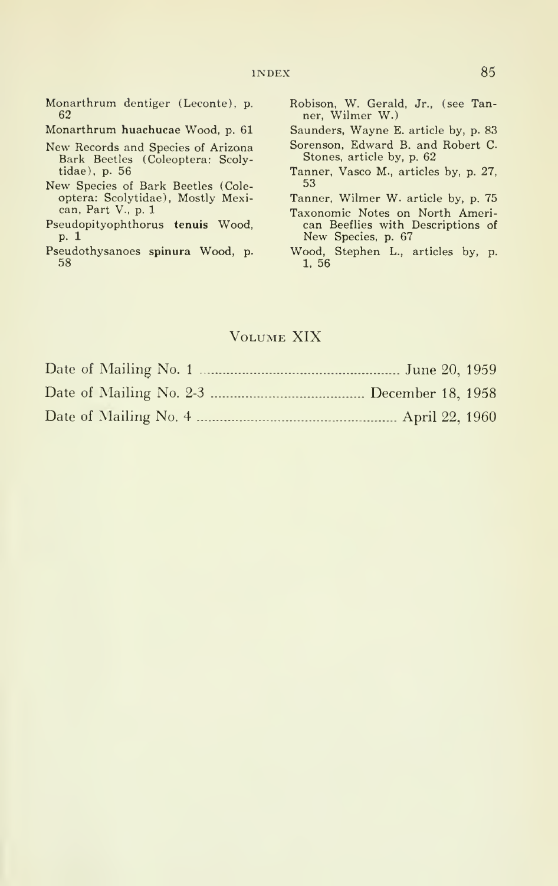Monarthrum dentiger (Leconte), p. 62

Monarthrum **huachucae** Wood, p. 61

New Records and Species of Arizona Bark Beetles (Coleoptera: Scolytidae), p. 56

New Species of Bark Beetles (Coleoptera: Scolytidae), Mostly Mexican, Part V., p. 1

Pseudopityophthorus **tenuis** Wood, p. 1

Pseudothysanoes **spinura** Wood, p. 58

Robison, W. Gerald, Jr., (see Tanner, Wilmer W.)

Saunders, Wayne E. article by, p. 83

Sorenson, Edward B. and Robert C. Stones, article by, p. 62

Tanner, Vasco M., articles by, p. 27, 53

Tanner, Wilmer W. article by, p. 75

Taxonomic Notes on North American Beeflies with Descriptions of New Species, p. 67

Wood, Stephen L., articles by, p. 1, 56

## Volume XIX

Date of Mailing No. 1 .................................................. June 20, 1959

Date of Mailing No. 2-3 .................................................. December 18, 1958

Date of Mailing No. 4 .................................................. April 22, 1960